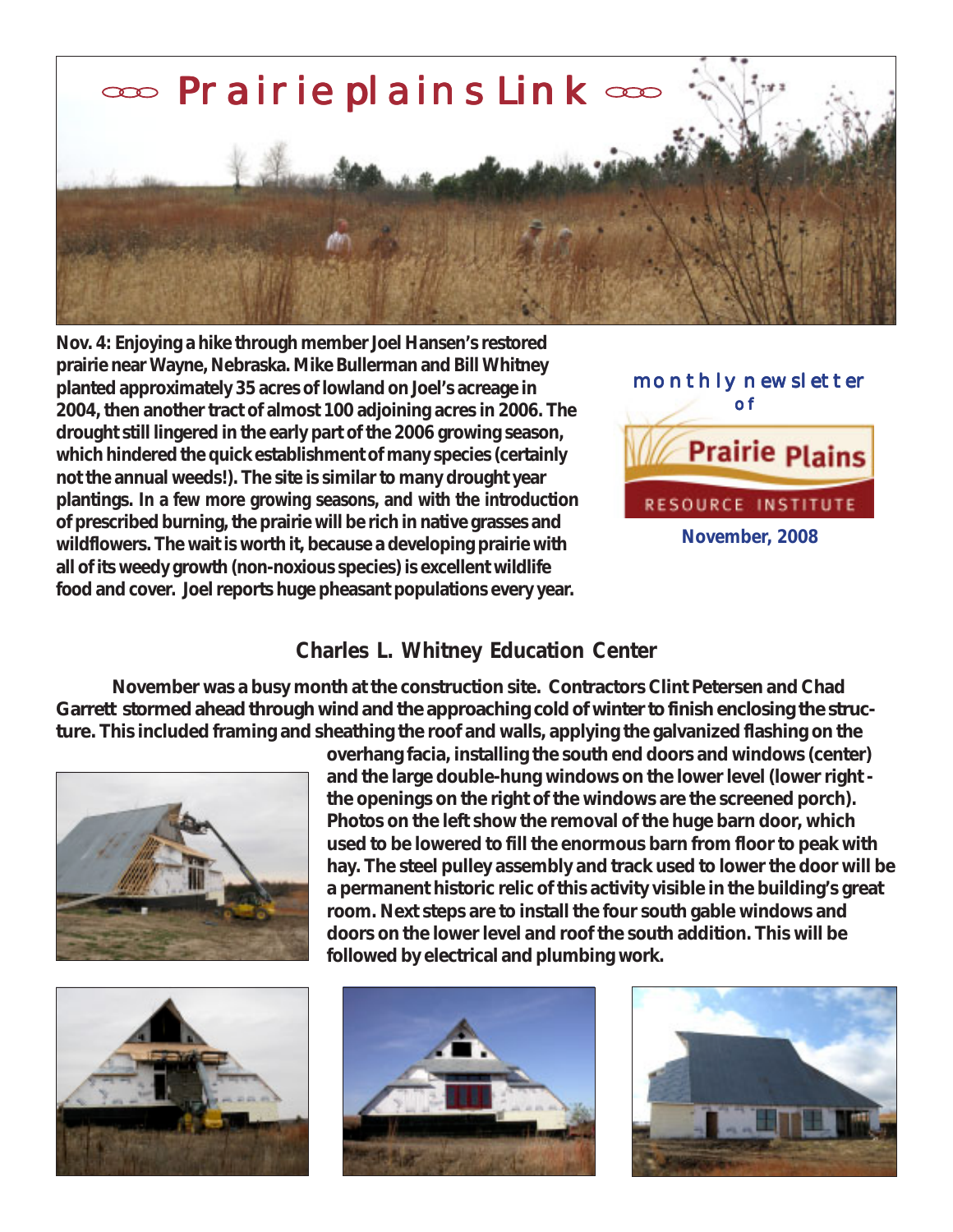# Prairie plains Link

Nov. 4: Enjoying a hike through member Joel Hansen's restored prairie near Wayne, Nebraska. Mike Bullerman and Bill Whitney planted approximately 35 acres of lowland on Joel's acreage in 2004, then another tract of almost 100 adjoining acres in 2006. The drought still lingered in the early part of the 2006 growing season, which hindered the quick establishment of many species (certainly not the annual weeds!). The site is similar to many drought year plantings. In a few more growing seasons, and with the introduction of prescribed burning, the prairie will be rich in native grasses and wildflowers. The wait is worth it, because a developing prairie with all of its weedy growth (non-noxious species) is excellent wildlife food and cover. Joel reports huge pheasant populations every year.

monthly newsletter of

Prairie Plains RESOURCE INSTITUTE

November, 2008

## Charles L. Whitney Education Center

November was a busy month at the construction site. Contractors Clint Petersen and Chad Garrett stormed ahead through wind and the approaching cold of winter to finish enclosing the structure. This included framing and sheathing the roof and walls, applying the galvanized flashing on the overhang facia, installing the south end doors and windows (center) and the large double-hung windows on the lower level (lower right - the openings on the right of the windows are the screened porch). Photos on the left show the removal of the huge barn door, which used to be lowered to fill the enormous barn from floor to peak with hay. The steel pulley assembly and track used to lower the door will be a permanent historic relic of this activity visible in the building's great room. Next steps are to install the four south gable windows and doors on the lower level and roof the south addition. This will be followed by electrical and plumbing work.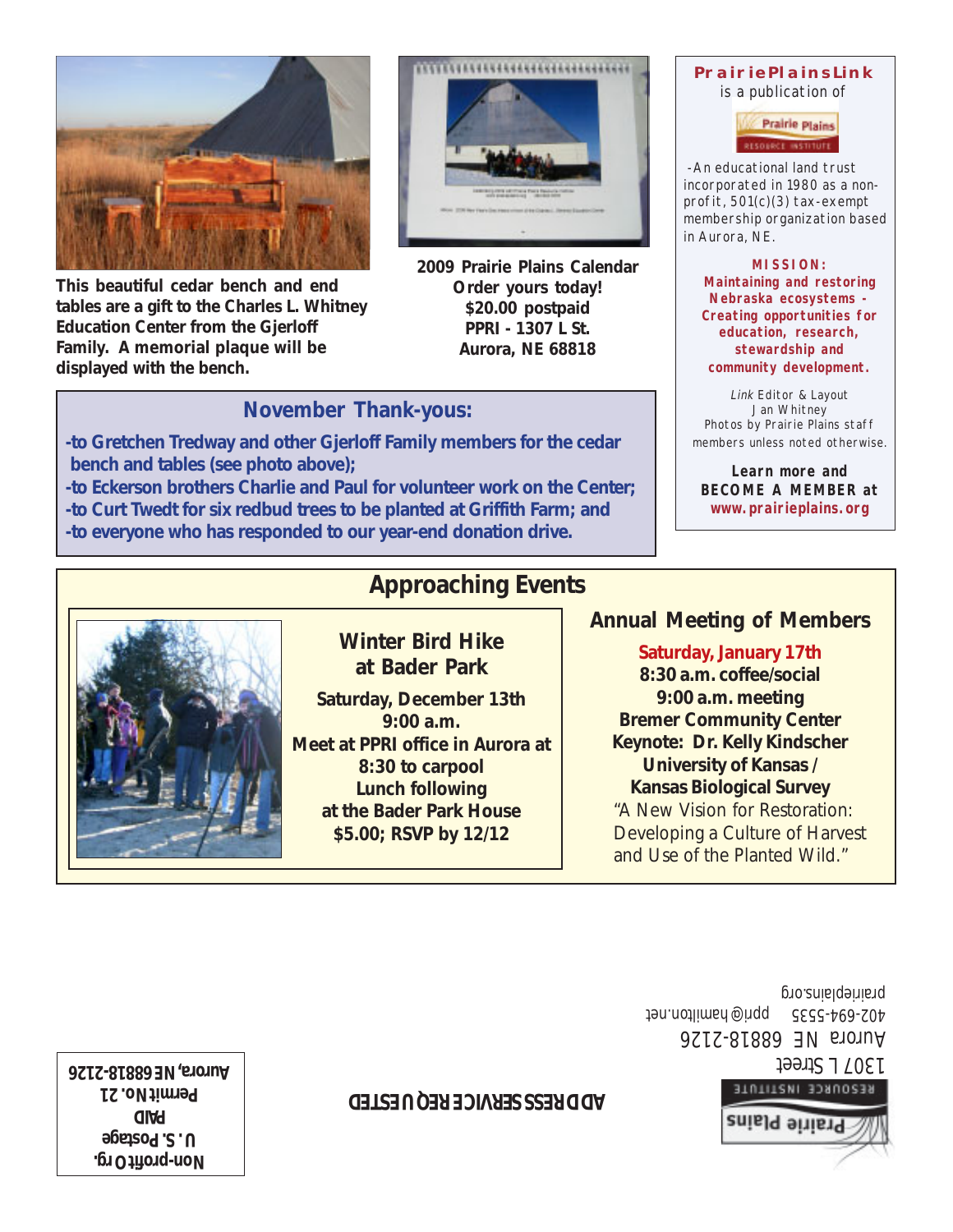This beautiful cedar bench and end tables are a gift to the Charles L. Whitney Education Center from the Gjerloff Family. A memorial plaque will be displayed with the bench.

**2009 Prairie Plains Calendar**
**Order yours today!**
**$20.00 postpaid**
**PPRI - 1307 L St.**
**Aurora, NE 68818**

**PrairiePlainsLink**
is a publication of

Prairie Plains RESOURCE INSTITUTE

-An educational land trust incorporated in 1980 as a non-profit, 501(c)(3) tax-exempt membership organization based in Aurora, NE.

**MISSION:**
**Maintaining and restoring Nebraska ecosystems - Creating opportunities for education, research, stewardship and community development.**

*Link* Editor & Layout
Jan Whitney
Photos by Prairie Plains staff members unless noted otherwise.

**Learn more and BECOME A MEMBER at www.prairieplains.org**

## November Thank-yous:

- -to Gretchen Tredway and other Gjerloff Family members for the cedar bench and tables (see photo above);
- -to Eckerson brothers Charlie and Paul for volunteer work on the Center;
- -to Curt Twedt for six redbud trees to be planted at Griffith Farm; and
- -to everyone who has responded to our year-end donation drive.

## Approaching Events

### Winter Bird Hike at Bader Park

**Saturday, December 13th**
**9:00 a.m.**
**Meet at PPRI office in Aurora at 8:30 to carpool**
**Lunch following at the Bader Park House**
**$5.00; RSVP by 12/12**

### Annual Meeting of Members

**Saturday, January 17th**
**8:30 a.m. coffee/social**
**9:00 a.m. meeting**
**Bremer Community Center**
**Keynote: Dr. Kelly Kindscher**
**University of Kansas / Kansas Biological Survey**
"A New Vision for Restoration: Developing a Culture of Harvest and Use of the Planted Wild."

Prairie Plains RESOURCE INSTITUTE
1307 L Street
Aurora NE 68818-2126
402-694-5535 ppri@hamilton.net
prairieplains.org

**ADDRESS SERVICE REQUESTED**

**Non-profit Org.**
**U.S. Postage**
**PAID**
**Permit No. 21**
**Aurora, NE 68818-2126**